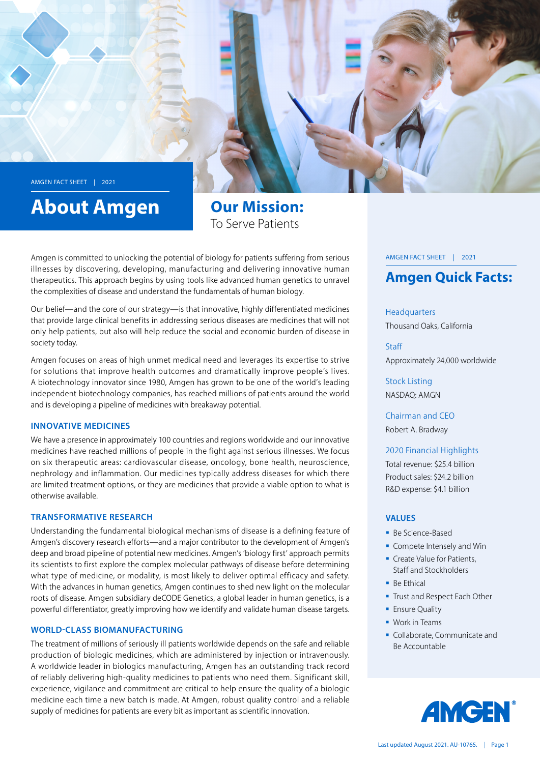AMGEN FACT SHEET | 2021

# About Amgen

## Our Mission:

To Serve Patients

Amgen is committed to unlocking the potential of biology for patients suffering from serious illnesses by discovering, developing, manufacturing and delivering innovative human therapeutics. This approach begins by using tools like advanced human genetics to unravel the complexities of disease and understand the fundamentals of human biology.

Our belief—and the core of our strategy—is that innovative, highly differentiated medicines that provide large clinical benefits in addressing serious diseases are medicines that will not only help patients, but also will help reduce the social and economic burden of disease in society today.

Amgen focuses on areas of high unmet medical need and leverages its expertise to strive for solutions that improve health outcomes and dramatically improve people's lives. A biotechnology innovator since 1980, Amgen has grown to be one of the world's leading independent biotechnology companies, has reached millions of patients around the world and is developing a pipeline of medicines with breakaway potential.

### INNOVATIVE MEDICINES

We have a presence in approximately 100 countries and regions worldwide and our innovative medicines have reached millions of people in the fight against serious illnesses. We focus on six therapeutic areas: cardiovascular disease, oncology, bone health, neuroscience, nephrology and inflammation. Our medicines typically address diseases for which there are limited treatment options, or they are medicines that provide a viable option to what is otherwise available.

### TRANSFORMATIVE RESEARCH

Understanding the fundamental biological mechanisms of disease is a defining feature of Amgen's discovery research efforts—and a major contributor to the development of Amgen's deep and broad pipeline of potential new medicines. Amgen's 'biology first' approach permits its scientists to first explore the complex molecular pathways of disease before determining what type of medicine, or modality, is most likely to deliver optimal efficacy and safety. With the advances in human genetics, Amgen continues to shed new light on the molecular roots of disease. Amgen subsidiary deCODE Genetics, a global leader in human genetics, is a powerful differentiator, greatly improving how we identify and validate human disease targets.

### WORLD-CLASS BIOMANUFACTURING

The treatment of millions of seriously ill patients worldwide depends on the safe and reliable production of biologic medicines, which are administered by injection or intravenously. A worldwide leader in biologics manufacturing, Amgen has an outstanding track record of reliably delivering high-quality medicines to patients who need them. Significant skill, experience, vigilance and commitment are critical to help ensure the quality of a biologic medicine each time a new batch is made. At Amgen, robust quality control and a reliable supply of medicines for patients are every bit as important as scientific innovation.

AMGEN FACT SHEET | 2021

## Amgen Quick Facts:

**Headquarters**
Thousand Oaks, California

**Staff**
Approximately 24,000 worldwide

**Stock Listing**
NASDAQ: AMGN

**Chairman and CEO**
Robert A. Bradway

**2020 Financial Highlights**
Total revenue: $25.4 billion
Product sales: $24.2 billion
R&D expense: $4.1 billion

### VALUES

- Be Science-Based
- Compete Intensely and Win
- Create Value for Patients, Staff and Stockholders
- Be Ethical
- Trust and Respect Each Other
- Ensure Quality
- Work in Teams
- Collaborate, Communicate and Be Accountable

AMGEN®

Last updated August 2021. AU-10765.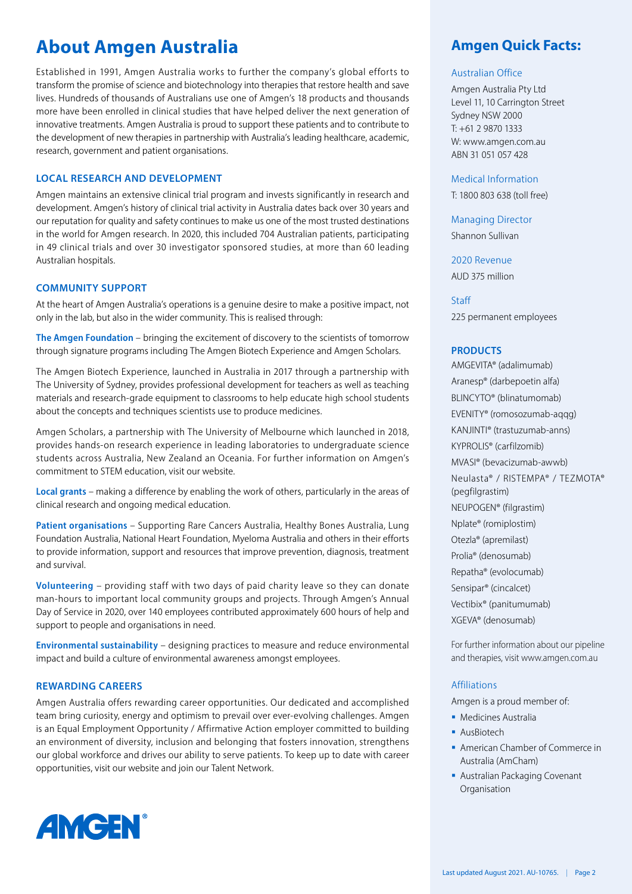# About Amgen Australia

Established in 1991, Amgen Australia works to further the company's global efforts to transform the promise of science and biotechnology into therapies that restore health and save lives. Hundreds of thousands of Australians use one of Amgen's 18 products and thousands more have been enrolled in clinical studies that have helped deliver the next generation of innovative treatments. Amgen Australia is proud to support these patients and to contribute to the development of new therapies in partnership with Australia's leading healthcare, academic, research, government and patient organisations.

### LOCAL RESEARCH AND DEVELOPMENT

Amgen maintains an extensive clinical trial program and invests significantly in research and development. Amgen's history of clinical trial activity in Australia dates back over 30 years and our reputation for quality and safety continues to make us one of the most trusted destinations in the world for Amgen research. In 2020, this included 704 Australian patients, participating in 49 clinical trials and over 30 investigator sponsored studies, at more than 60 leading Australian hospitals.

### COMMUNITY SUPPORT

At the heart of Amgen Australia's operations is a genuine desire to make a positive impact, not only in the lab, but also in the wider community. This is realised through:

**The Amgen Foundation** – bringing the excitement of discovery to the scientists of tomorrow through signature programs including The Amgen Biotech Experience and Amgen Scholars.

The Amgen Biotech Experience, launched in Australia in 2017 through a partnership with The University of Sydney, provides professional development for teachers as well as teaching materials and research-grade equipment to classrooms to help educate high school students about the concepts and techniques scientists use to produce medicines.

Amgen Scholars, a partnership with The University of Melbourne which launched in 2018, provides hands-on research experience in leading laboratories to undergraduate science students across Australia, New Zealand an Oceania. For further information on Amgen's commitment to STEM education, visit our website.

**Local grants** – making a difference by enabling the work of others, particularly in the areas of clinical research and ongoing medical education.

**Patient organisations** – Supporting Rare Cancers Australia, Healthy Bones Australia, Lung Foundation Australia, National Heart Foundation, Myeloma Australia and others in their efforts to provide information, support and resources that improve prevention, diagnosis, treatment and survival.

**Volunteering** – providing staff with two days of paid charity leave so they can donate man-hours to important local community groups and projects. Through Amgen's Annual Day of Service in 2020, over 140 employees contributed approximately 600 hours of help and support to people and organisations in need.

**Environmental sustainability** – designing practices to measure and reduce environmental impact and build a culture of environmental awareness amongst employees.

### REWARDING CAREERS

Amgen Australia offers rewarding career opportunities. Our dedicated and accomplished team bring curiosity, energy and optimism to prevail over ever-evolving challenges. Amgen is an Equal Employment Opportunity / Affirmative Action employer committed to building an environment of diversity, inclusion and belonging that fosters innovation, strengthens our global workforce and drives our ability to serve patients. To keep up to date with career opportunities, visit our website and join our Talent Network.

AMGEN®

# Amgen Quick Facts:

**Australian Office**

Amgen Australia Pty Ltd
Level 11, 10 Carrington Street
Sydney NSW 2000
T: +61 2 9870 1333
W: www.amgen.com.au
ABN 31 051 057 428

**Medical Information**

T: 1800 803 638 (toll free)

**Managing Director**

Shannon Sullivan

**2020 Revenue**

AUD 375 million

**Staff**

225 permanent employees

### PRODUCTS

AMGEVITA® (adalimumab)
Aranesp® (darbepoetin alfa)
BLINCYTO® (blinatumomab)
EVENITY® (romosozumab-aqqg)
KANJINTI® (trastuzumab-anns)
KYPROLIS® (carfilzomib)
MVASI® (bevacizumab-awwb)
Neulasta® / RISTEMPA® / TEZMOTA® (pegfilgrastim)
NEUPOGEN® (filgrastim)
Nplate® (romiplostim)
Otezla® (apremilast)
Prolia® (denosumab)
Repatha® (evolocumab)
Sensipar® (cincalcet)
Vectibix® (panitumumab)
XGEVA® (denosumab)

For further information about our pipeline and therapies, visit www.amgen.com.au

**Affiliations**

Amgen is a proud member of:

- Medicines Australia
- AusBiotech
- American Chamber of Commerce in Australia (AmCham)
- Australian Packaging Covenant Organisation

Last updated August 2021. AU-10765.